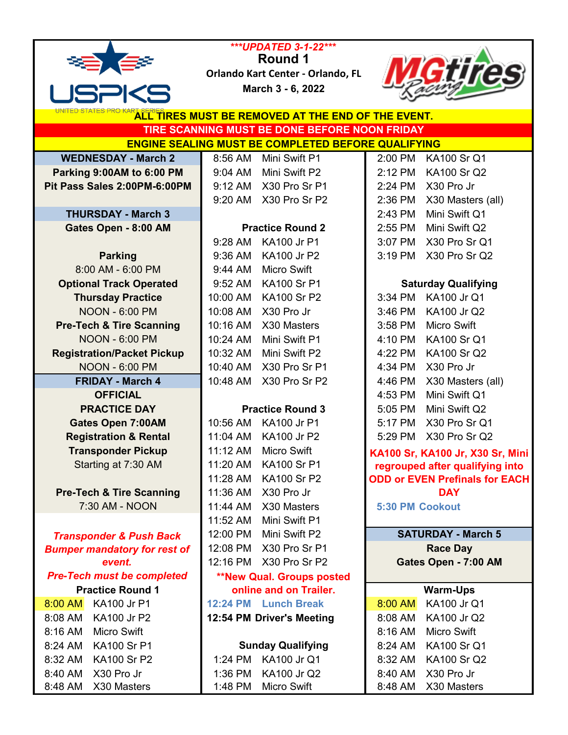***UPDATED 3-1-22***

# Round 1

**Orlando Kart Center - Orlando, FL**

**March 3 - 6, 2022**

UNITED STATES PRO KART SERIES

**ALL TIRES MUST BE REMOVED AT THE END OF THE EVENT.**

**TIRE SCANNING MUST BE DONE BEFORE NOON FRIDAY**

**ENGINE SEALING MUST BE COMPLETED BEFORE QUALIFYING**

### WEDNESDAY - March 2

**Parking 9:00AM to 6:00 PM**

**Pit Pass Sales 2:00PM-6:00PM**

### THURSDAY - March 3

**Gates Open - 8:00 AM**

**Parking**
8:00 AM - 6:00 PM

**Optional Track Operated Thursday Practice**
NOON - 6:00 PM

**Pre-Tech & Tire Scanning**
NOON - 6:00 PM

**Registration/Packet Pickup**
NOON - 6:00 PM

### FRIDAY - March 4

**OFFICIAL PRACTICE DAY**

**Gates Open 7:00AM**

**Registration & Rental Transponder Pickup**
Starting at 7:30 AM

**Pre-Tech & Tire Scanning**
7:30 AM - NOON

***Transponder & Push Back Bumper mandatory for rest of event.***

***Pre-Tech must be completed***

**Practice Round 1**

| Time | Class |
|---|---|
| 8:00 AM | KA100 Jr P1 |
| 8:08 AM | KA100 Jr P2 |
| 8:16 AM | Micro Swift |
| 8:24 AM | KA100 Sr P1 |
| 8:32 AM | KA100 Sr P2 |
| 8:40 AM | X30 Pro Jr |
| 8:48 AM | X30 Masters |
| 8:56 AM | Mini Swift P1 |
| 9:04 AM | Mini Swift P2 |
| 9:12 AM | X30 Pro Sr P1 |
| 9:20 AM | X30 Pro Sr P2 |

**Practice Round 2**

| Time | Class |
|---|---|
| 9:28 AM | KA100 Jr P1 |
| 9:36 AM | KA100 Jr P2 |
| 9:44 AM | Micro Swift |
| 9:52 AM | KA100 Sr P1 |
| 10:00 AM | KA100 Sr P2 |
| 10:08 AM | X30 Pro Jr |
| 10:16 AM | X30 Masters |
| 10:24 AM | Mini Swift P1 |
| 10:32 AM | Mini Swift P2 |
| 10:40 AM | X30 Pro Sr P1 |
| 10:48 AM | X30 Pro Sr P2 |

**Practice Round 3**

| Time | Class |
|---|---|
| 10:56 AM | KA100 Jr P1 |
| 11:04 AM | KA100 Jr P2 |
| 11:12 AM | Micro Swift |
| 11:20 AM | KA100 Sr P1 |
| 11:28 AM | KA100 Sr P2 |
| 11:36 AM | X30 Pro Jr |
| 11:44 AM | X30 Masters |
| 11:52 AM | Mini Swift P1 |
| 12:00 PM | Mini Swift P2 |
| 12:08 PM | X30 Pro Sr P1 |
| 12:16 PM | X30 Pro Sr P2 |

****New Qual. Groups posted online and on Trailer.**

**12:24 PM Lunch Break**

**12:54 PM Driver's Meeting**

**Sunday Qualifying**

| Time | Class |
|---|---|
| 1:24 PM | KA100 Jr Q1 |
| 1:36 PM | KA100 Jr Q2 |
| 1:48 PM | Micro Swift |
| 2:00 PM | KA100 Sr Q1 |
| 2:12 PM | KA100 Sr Q2 |
| 2:24 PM | X30 Pro Jr |
| 2:36 PM | X30 Masters (all) |
| 2:43 PM | Mini Swift Q1 |
| 2:55 PM | Mini Swift Q2 |
| 3:07 PM | X30 Pro Sr Q1 |
| 3:19 PM | X30 Pro Sr Q2 |

**Saturday Qualifying**

| Time | Class |
|---|---|
| 3:34 PM | KA100 Jr Q1 |
| 3:46 PM | KA100 Jr Q2 |
| 3:58 PM | Micro Swift |
| 4:10 PM | KA100 Sr Q1 |
| 4:22 PM | KA100 Sr Q2 |
| 4:34 PM | X30 Pro Jr |
| 4:46 PM | X30 Masters (all) |
| 4:53 PM | Mini Swift Q1 |
| 5:05 PM | Mini Swift Q2 |
| 5:17 PM | X30 Pro Sr Q1 |
| 5:29 PM | X30 Pro Sr Q2 |

**KA100 Sr, KA100 Jr, X30 Sr, Mini regrouped after qualifying into ODD or EVEN Prefinals for EACH DAY**

**5:30 PM Cookout**

### SATURDAY - March 5

**Race Day**

**Gates Open - 7:00 AM**

**Warm-Ups**

| Time | Class |
|---|---|
| 8:00 AM | KA100 Jr Q1 |
| 8:08 AM | KA100 Jr Q2 |
| 8:16 AM | Micro Swift |
| 8:24 AM | KA100 Sr Q1 |
| 8:32 AM | KA100 Sr Q2 |
| 8:40 AM | X30 Pro Jr |
| 8:48 AM | X30 Masters |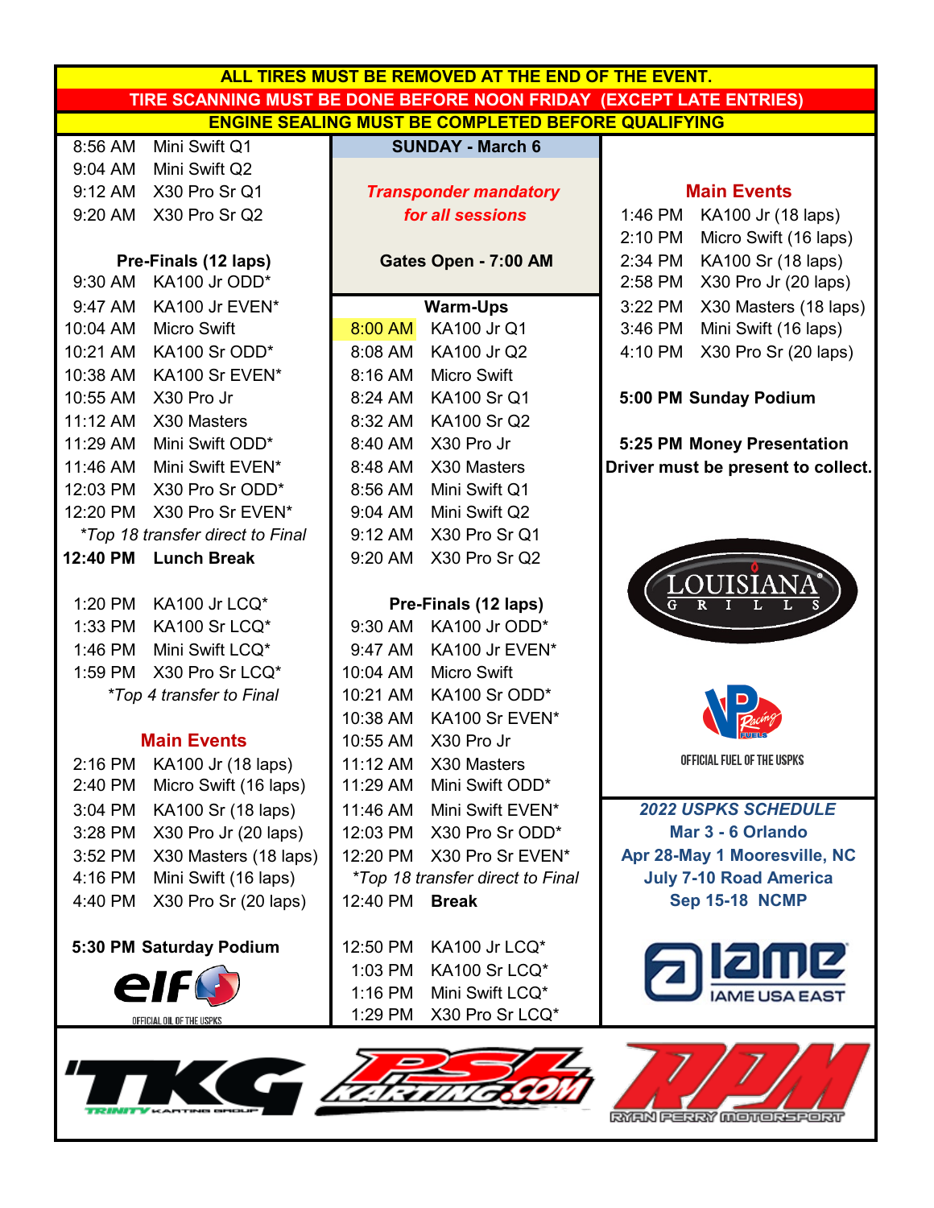**ALL TIRES MUST BE REMOVED AT THE END OF THE EVENT.**

**TIRE SCANNING MUST BE DONE BEFORE NOON FRIDAY (EXCEPT LATE ENTRIES)**

**ENGINE SEALING MUST BE COMPLETED BEFORE QUALIFYING**

| | |
|---|---|
| 8:56 AM | Mini Swift Q1 |
| 9:04 AM | Mini Swift Q2 |
| 9:12 AM | X30 Pro Sr Q1 |
| 9:20 AM | X30 Pro Sr Q2 |

**Pre-Finals (12 laps)**

| | |
|---|---|
| 9:30 AM | KA100 Jr ODD* |
| 9:47 AM | KA100 Jr EVEN* |
| 10:04 AM | Micro Swift |
| 10:21 AM | KA100 Sr ODD* |
| 10:38 AM | KA100 Sr EVEN* |
| 10:55 AM | X30 Pro Jr |
| 11:12 AM | X30 Masters |
| 11:29 AM | Mini Swift ODD* |
| 11:46 AM | Mini Swift EVEN* |
| 12:03 PM | X30 Pro Sr ODD* |
| 12:20 PM | X30 Pro Sr EVEN* |

*\*Top 18 transfer direct to Final*

**12:40 PM Lunch Break**

| | |
|---|---|
| 1:20 PM | KA100 Jr LCQ* |
| 1:33 PM | KA100 Sr LCQ* |
| 1:46 PM | Mini Swift LCQ* |
| 1:59 PM | X30 Pro Sr LCQ* |

*\*Top 4 transfer to Final*

**Main Events**

| | |
|---|---|
| 2:16 PM | KA100 Jr (18 laps) |
| 2:40 PM | Micro Swift (16 laps) |
| 3:04 PM | KA100 Sr (18 laps) |
| 3:28 PM | X30 Pro Jr (20 laps) |
| 3:52 PM | X30 Masters (18 laps) |
| 4:16 PM | Mini Swift (16 laps) |
| 4:40 PM | X30 Pro Sr (20 laps) |

**5:30 PM Saturday Podium**

OFFICIAL OIL OF THE USPKS

## SUNDAY - March 6

***Transponder mandatory for all sessions***

**Gates Open - 7:00 AM**

**Warm-Ups**

| | |
|---|---|
| 8:00 AM | KA100 Jr Q1 |
| 8:08 AM | KA100 Jr Q2 |
| 8:16 AM | Micro Swift |
| 8:24 AM | KA100 Sr Q1 |
| 8:32 AM | KA100 Sr Q2 |
| 8:40 AM | X30 Pro Jr |
| 8:48 AM | X30 Masters |
| 8:56 AM | Mini Swift Q1 |
| 9:04 AM | Mini Swift Q2 |
| 9:12 AM | X30 Pro Sr Q1 |
| 9:20 AM | X30 Pro Sr Q2 |

**Pre-Finals (12 laps)**

| | |
|---|---|
| 9:30 AM | KA100 Jr ODD* |
| 9:47 AM | KA100 Jr EVEN* |
| 10:04 AM | Micro Swift |
| 10:21 AM | KA100 Sr ODD* |
| 10:38 AM | KA100 Sr EVEN* |
| 10:55 AM | X30 Pro Jr |
| 11:12 AM | X30 Masters |
| 11:29 AM | Mini Swift ODD* |
| 11:46 AM | Mini Swift EVEN* |
| 12:03 PM | X30 Pro Sr ODD* |
| 12:20 PM | X30 Pro Sr EVEN* |

*\*Top 18 transfer direct to Final*

**12:40 PM Break**

| | |
|---|---|
| 12:50 PM | KA100 Jr LCQ* |
| 1:03 PM | KA100 Sr LCQ* |
| 1:16 PM | Mini Swift LCQ* |
| 1:29 PM | X30 Pro Sr LCQ* |

**Main Events**

| | |
|---|---|
| 1:46 PM | KA100 Jr (18 laps) |
| 2:10 PM | Micro Swift (16 laps) |
| 2:34 PM | KA100 Sr (18 laps) |
| 2:58 PM | X30 Pro Jr (20 laps) |
| 3:22 PM | X30 Masters (18 laps) |
| 3:46 PM | Mini Swift (16 laps) |
| 4:10 PM | X30 Pro Sr (20 laps) |

**5:00 PM Sunday Podium**

**5:25 PM Money Presentation**

**Driver must be present to collect.**

OFFICIAL FUEL OF THE USPKS

***2022 USPKS SCHEDULE***

**Mar 3 - 6 Orlando**

**Apr 28-May 1 Mooresville, NC**

**July 7-10 Road America**

**Sep 15-18 NCMP**

IAME USA EAST